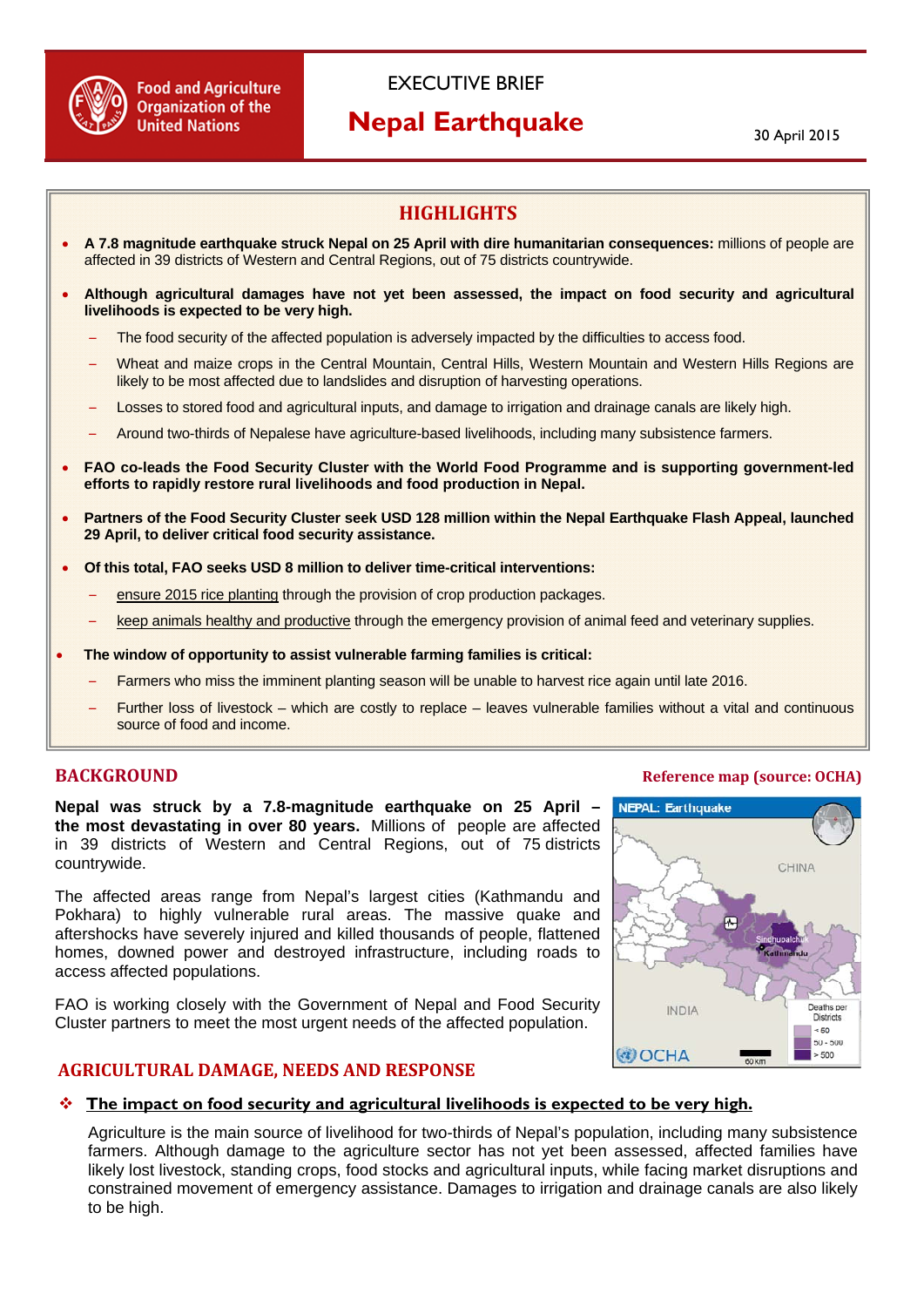Food and Agriculture Organization of the United Nations

EXECUTIVE BRIEF

# Nepal Earthquake

30 April 2015

## HIGHLIGHTS

- **A 7.8 magnitude earthquake struck Nepal on 25 April with dire humanitarian consequences:** millions of people are affected in 39 districts of Western and Central Regions, out of 75 districts countrywide.
- **Although agricultural damages have not yet been assessed, the impact on food security and agricultural livelihoods is expected to be very high.**
  - The food security of the affected population is adversely impacted by the difficulties to access food.
  - Wheat and maize crops in the Central Mountain, Central Hills, Western Mountain and Western Hills Regions are likely to be most affected due to landslides and disruption of harvesting operations.
  - Losses to stored food and agricultural inputs, and damage to irrigation and drainage canals are likely high.
  - Around two-thirds of Nepalese have agriculture-based livelihoods, including many subsistence farmers.
- **FAO co-leads the Food Security Cluster with the World Food Programme and is supporting government-led efforts to rapidly restore rural livelihoods and food production in Nepal.**
- **Partners of the Food Security Cluster seek USD 128 million within the Nepal Earthquake Flash Appeal, launched 29 April, to deliver critical food security assistance.**
- **Of this total, FAO seeks USD 8 million to deliver time-critical interventions:**
  - ensure 2015 rice planting through the provision of crop production packages.
  - keep animals healthy and productive through the emergency provision of animal feed and veterinary supplies.
- **The window of opportunity to assist vulnerable farming families is critical:**
  - Farmers who miss the imminent planting season will be unable to harvest rice again until late 2016.
  - Further loss of livestock – which are costly to replace – leaves vulnerable families without a vital and continuous source of food and income.

## BACKGROUND

**Nepal was struck by a 7.8-magnitude earthquake on 25 April – the most devastating in over 80 years.** Millions of people are affected in 39 districts of Western and Central Regions, out of 75 districts countrywide.

The affected areas range from Nepal's largest cities (Kathmandu and Pokhara) to highly vulnerable rural areas. The massive quake and aftershocks have severely injured and killed thousands of people, flattened homes, downed power and destroyed infrastructure, including roads to access affected populations.

FAO is working closely with the Government of Nepal and Food Security Cluster partners to meet the most urgent needs of the affected population.

Reference map (source: OCHA)

## AGRICULTURAL DAMAGE, NEEDS AND RESPONSE

❖ **The impact on food security and agricultural livelihoods is expected to be very high.**

Agriculture is the main source of livelihood for two-thirds of Nepal's population, including many subsistence farmers. Although damage to the agriculture sector has not yet been assessed, affected families have likely lost livestock, standing crops, food stocks and agricultural inputs, while facing market disruptions and constrained movement of emergency assistance. Damages to irrigation and drainage canals are also likely to be high.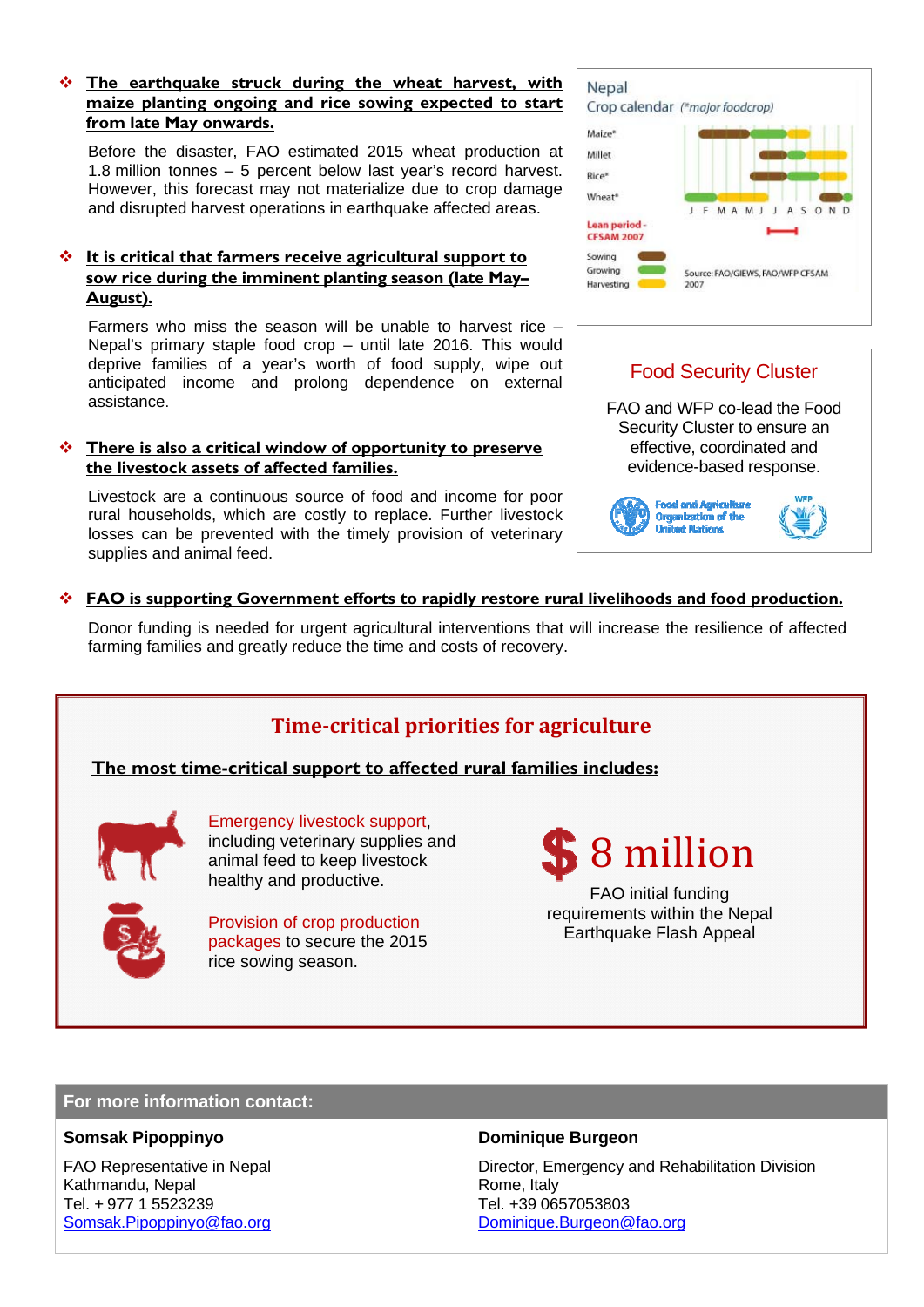❖ **The earthquake struck during the wheat harvest, with maize planting ongoing and rice sowing expected to start from late May onwards.**

Before the disaster, FAO estimated 2015 wheat production at 1.8 million tonnes – 5 percent below last year's record harvest. However, this forecast may not materialize due to crop damage and disrupted harvest operations in earthquake affected areas.

❖ **It is critical that farmers receive agricultural support to sow rice during the imminent planting season (late May–August).**

Farmers who miss the season will be unable to harvest rice – Nepal's primary staple food crop – until late 2016. This would deprive families of a year's worth of food supply, wipe out anticipated income and prolong dependence on external assistance.

❖ **There is also a critical window of opportunity to preserve the livestock assets of affected families.**

Livestock are a continuous source of food and income for poor rural households, which are costly to replace. Further livestock losses can be prevented with the timely provision of veterinary supplies and animal feed.

Nepal
Crop calendar (*major foodcrop)

Maize*
Millet
Rice*
Wheat*

J F M A M J J A S O N D

Lean period - CFSAM 2007

Sowing
Growing
Harvesting

Source: FAO/GIEWS, FAO/WFP CFSAM 2007

## Food Security Cluster

FAO and WFP co-lead the Food Security Cluster to ensure an effective, coordinated and evidence-based response.

Food and Agriculture Organization of the United Nations
WFP

❖ **FAO is supporting Government efforts to rapidly restore rural livelihoods and food production.**

Donor funding is needed for urgent agricultural interventions that will increase the resilience of affected farming families and greatly reduce the time and costs of recovery.

## Time-critical priorities for agriculture

**The most time-critical support to affected rural families includes:**

Emergency livestock support, including veterinary supplies and animal feed to keep livestock healthy and productive.

Provision of crop production packages to secure the 2015 rice sowing season.

**$ 8 million**

FAO initial funding requirements within the Nepal Earthquake Flash Appeal

### For more information contact:

**Somsak Pipoppinyo**

FAO Representative in Nepal
Kathmandu, Nepal
Tel. + 977 1 5523239
Somsak.Pipoppinyo@fao.org

**Dominique Burgeon**

Director, Emergency and Rehabilitation Division
Rome, Italy
Tel. +39 0657053803
Dominique.Burgeon@fao.org